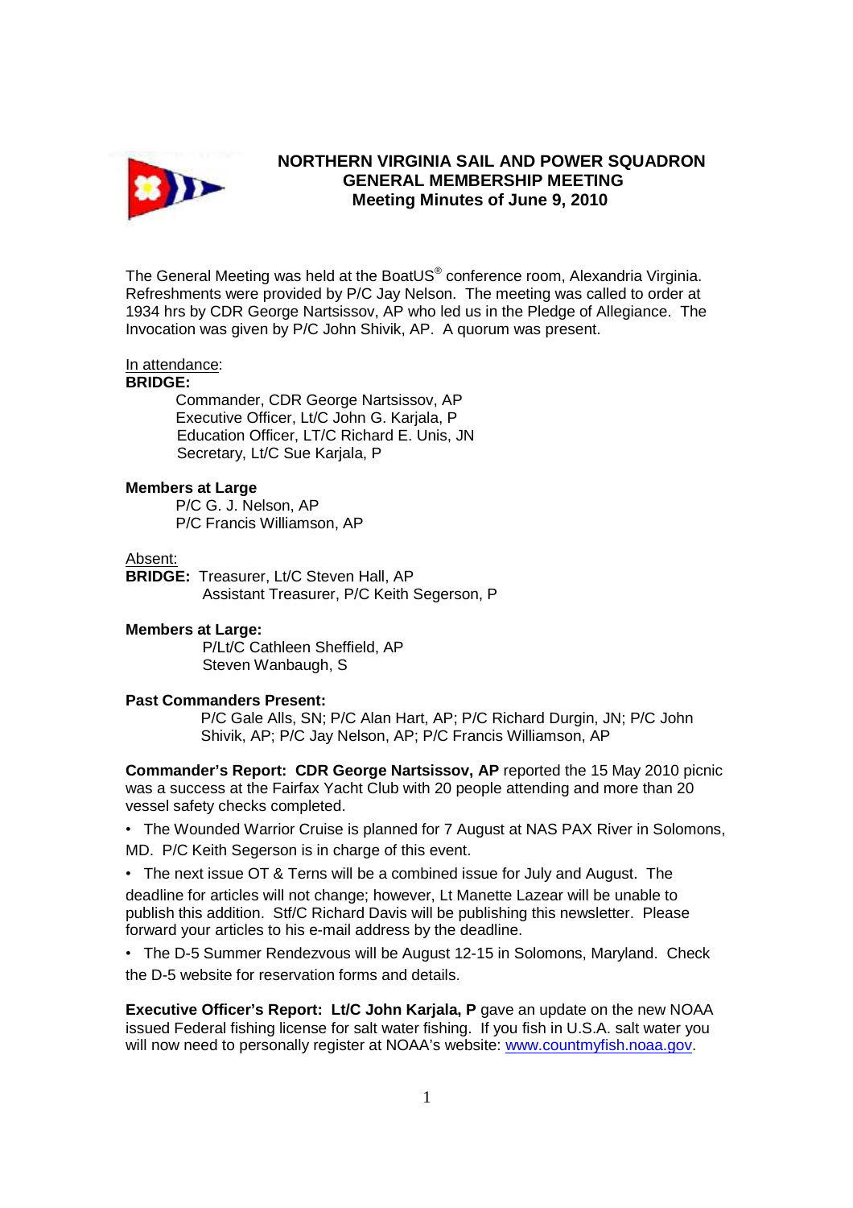# NORTHERN VIRGINIA SAIL AND POWER SQUADRON
## GENERAL MEMBERSHIP MEETING
### Meeting Minutes of June 9, 2010

The General Meeting was held at the BoatUS® conference room, Alexandria Virginia. Refreshments were provided by P/C Jay Nelson. The meeting was called to order at 1934 hrs by CDR George Nartsissov, AP who led us in the Pledge of Allegiance. The Invocation was given by P/C John Shivik, AP. A quorum was present.

In attendance:

**BRIDGE:**

- Commander, CDR George Nartsissov, AP
- Executive Officer, Lt/C John G. Karjala, P
- Education Officer, LT/C Richard E. Unis, JN
- Secretary, Lt/C Sue Karjala, P

**Members at Large**

- P/C G. J. Nelson, AP
- P/C Francis Williamson, AP

Absent:

**BRIDGE:** Treasurer, Lt/C Steven Hall, AP
Assistant Treasurer, P/C Keith Segerson, P

**Members at Large:**

- P/Lt/C Cathleen Sheffield, AP
- Steven Wanbaugh, S

**Past Commanders Present:**

P/C Gale Alls, SN; P/C Alan Hart, AP; P/C Richard Durgin, JN; P/C John Shivik, AP; P/C Jay Nelson, AP; P/C Francis Williamson, AP

**Commander's Report: CDR George Nartsissov, AP** reported the 15 May 2010 picnic was a success at the Fairfax Yacht Club with 20 people attending and more than 20 vessel safety checks completed.

- The Wounded Warrior Cruise is planned for 7 August at NAS PAX River in Solomons, MD. P/C Keith Segerson is in charge of this event.
- The next issue OT & Terns will be a combined issue for July and August. The deadline for articles will not change; however, Lt Manette Lazear will be unable to publish this addition. Stf/C Richard Davis will be publishing this newsletter. Please forward your articles to his e-mail address by the deadline.
- The D-5 Summer Rendezvous will be August 12-15 in Solomons, Maryland. Check the D-5 website for reservation forms and details.

**Executive Officer's Report: Lt/C John Karjala, P** gave an update on the new NOAA issued Federal fishing license for salt water fishing. If you fish in U.S.A. salt water you will now need to personally register at NOAA's website: www.countmyfish.noaa.gov.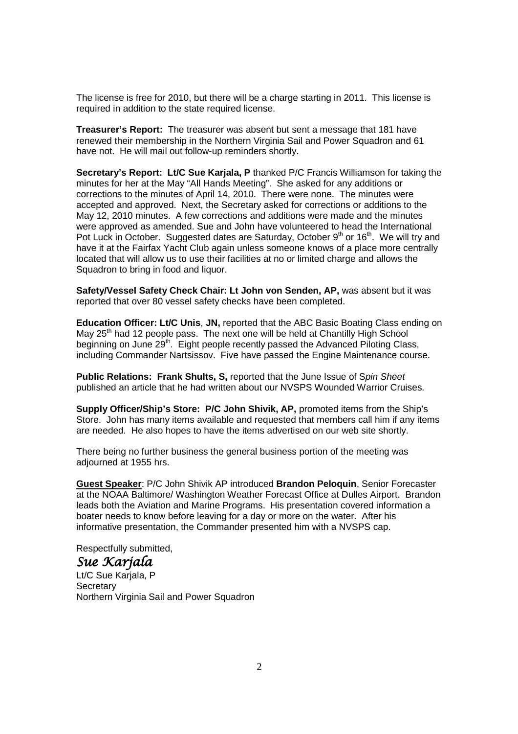The license is free for 2010, but there will be a charge starting in 2011. This license is required in addition to the state required license.

**Treasurer's Report:** The treasurer was absent but sent a message that 181 have renewed their membership in the Northern Virginia Sail and Power Squadron and 61 have not. He will mail out follow-up reminders shortly.

**Secretary's Report: Lt/C Sue Karjala, P** thanked P/C Francis Williamson for taking the minutes for her at the May "All Hands Meeting". She asked for any additions or corrections to the minutes of April 14, 2010. There were none. The minutes were accepted and approved. Next, the Secretary asked for corrections or additions to the May 12, 2010 minutes. A few corrections and additions were made and the minutes were approved as amended. Sue and John have volunteered to head the International Pot Luck in October. Suggested dates are Saturday, October 9th or 16th. We will try and have it at the Fairfax Yacht Club again unless someone knows of a place more centrally located that will allow us to use their facilities at no or limited charge and allows the Squadron to bring in food and liquor.

**Safety/Vessel Safety Check Chair: Lt John von Senden, AP,** was absent but it was reported that over 80 vessel safety checks have been completed.

**Education Officer: Lt/C Unis**, **JN,** reported that the ABC Basic Boating Class ending on May 25th had 12 people pass. The next one will be held at Chantilly High School beginning on June 29th. Eight people recently passed the Advanced Piloting Class, including Commander Nartsissov. Five have passed the Engine Maintenance course.

**Public Relations: Frank Shults, S,** reported that the June Issue of S*pin Sheet* published an article that he had written about our NVSPS Wounded Warrior Cruises.

**Supply Officer/Ship's Store: P/C John Shivik, AP,** promoted items from the Ship's Store. John has many items available and requested that members call him if any items are needed. He also hopes to have the items advertised on our web site shortly.

There being no further business the general business portion of the meeting was adjourned at 1955 hrs.

**Guest Speaker**: P/C John Shivik AP introduced **Brandon Peloquin**, Senior Forecaster at the NOAA Baltimore/ Washington Weather Forecast Office at Dulles Airport. Brandon leads both the Aviation and Marine Programs. His presentation covered information a boater needs to know before leaving for a day or more on the water. After his informative presentation, the Commander presented him with a NVSPS cap.

Respectfully submitted,

*Sue Karjala*

Lt/C Sue Karjala, P
Secretary
Northern Virginia Sail and Power Squadron